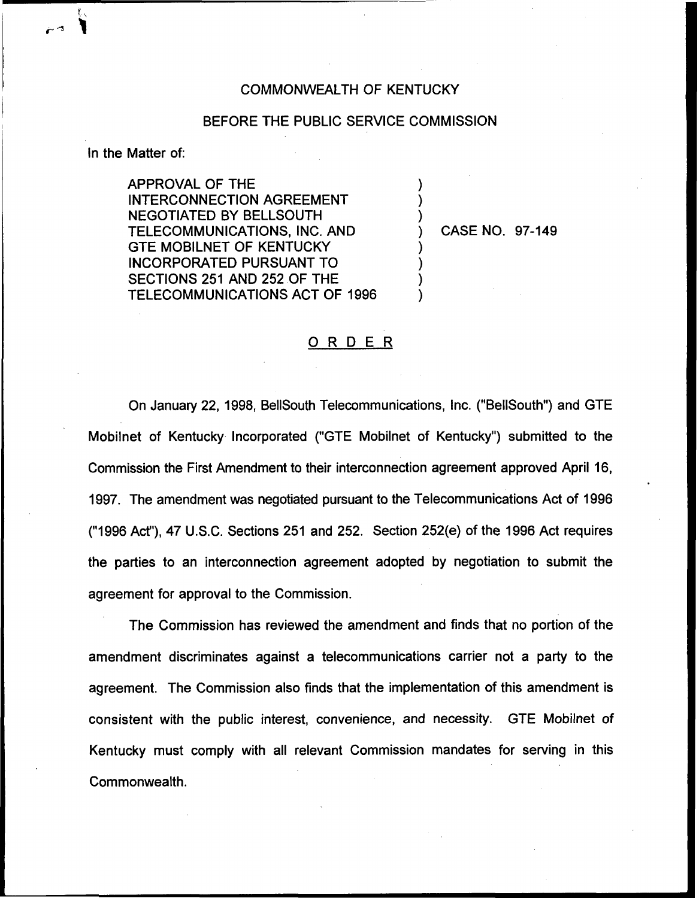COMMONWEALTH OF KENTUCKY

BEFORE THE PUBLIC SERVICE COMMISSION

In the Matter of:

| | | |
|---|---|---|
| APPROVAL OF THE INTERCONNECTION AGREEMENT NEGOTIATED BY BELLSOUTH TELECOMMUNICATIONS, INC. AND GTE MOBILNET OF KENTUCKY INCORPORATED PURSUANT TO SECTIONS 251 AND 252 OF THE TELECOMMUNICATIONS ACT OF 1996 | ) | CASE NO. 97-149 |

## ORDER

On January 22, 1998, BellSouth Telecommunications, Inc. ("BellSouth") and GTE Mobilnet of Kentucky Incorporated ("GTE Mobilnet of Kentucky") submitted to the Commission the First Amendment to their interconnection agreement approved April 16, 1997. The amendment was negotiated pursuant to the Telecommunications Act of 1996 ("1996 Act"), 47 U.S.C. Sections 251 and 252. Section 252(e) of the 1996 Act requires the parties to an interconnection agreement adopted by negotiation to submit the agreement for approval to the Commission.

The Commission has reviewed the amendment and finds that no portion of the amendment discriminates against a telecommunications carrier not a party to the agreement. The Commission also finds that the implementation of this amendment is consistent with the public interest, convenience, and necessity. GTE Mobilnet of Kentucky must comply with all relevant Commission mandates for serving in this Commonwealth.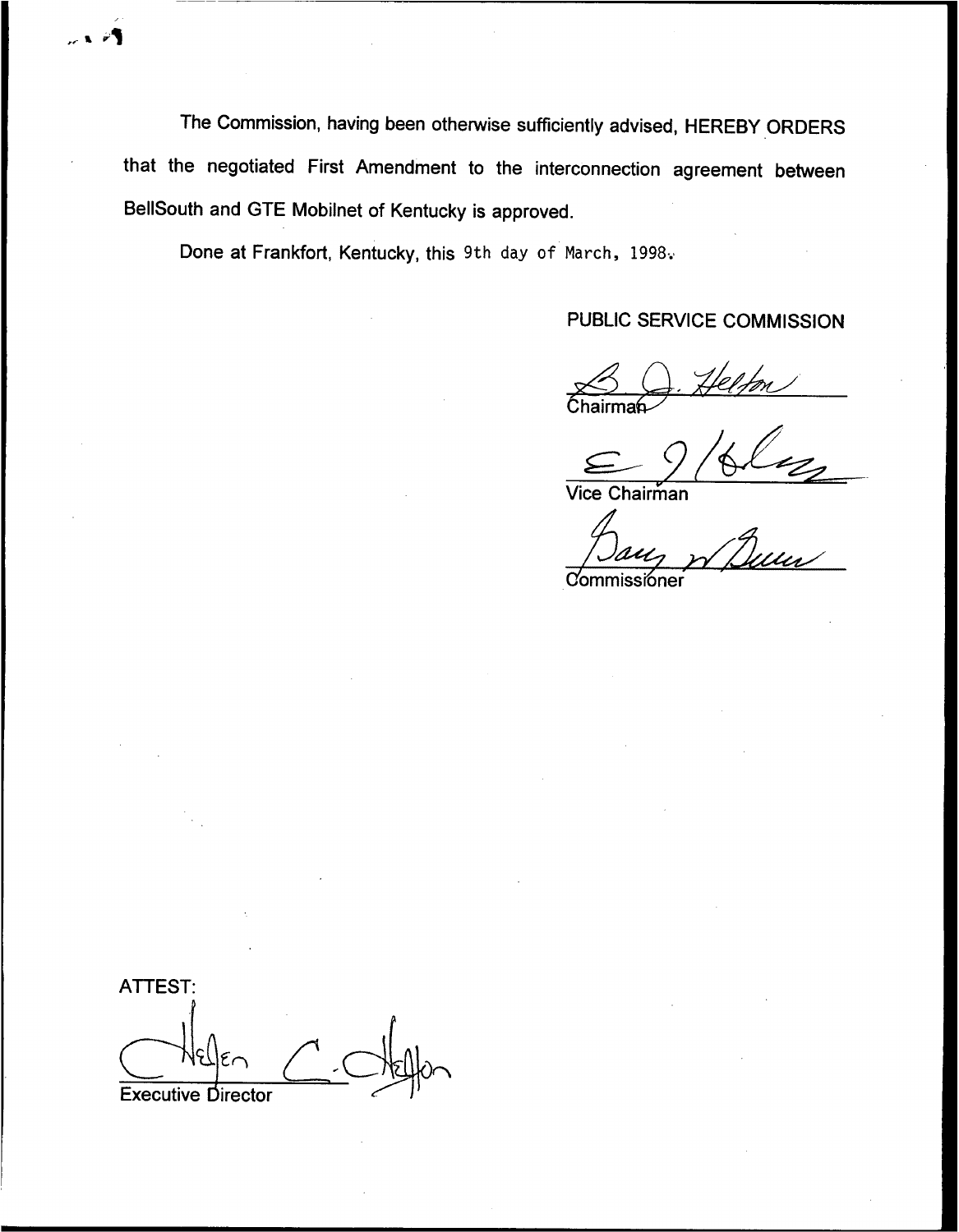The Commission, having been otherwise sufficiently advised, HEREBY ORDERS that the negotiated First Amendment to the interconnection agreement between BellSouth and GTE Mobilnet of Kentucky is approved.

Done at Frankfort, Kentucky, this 9th day of March, 1998.

PUBLIC SERVICE COMMISSION

Chairman

Vice Chairman

Commissioner

ATTEST:

Executive Director